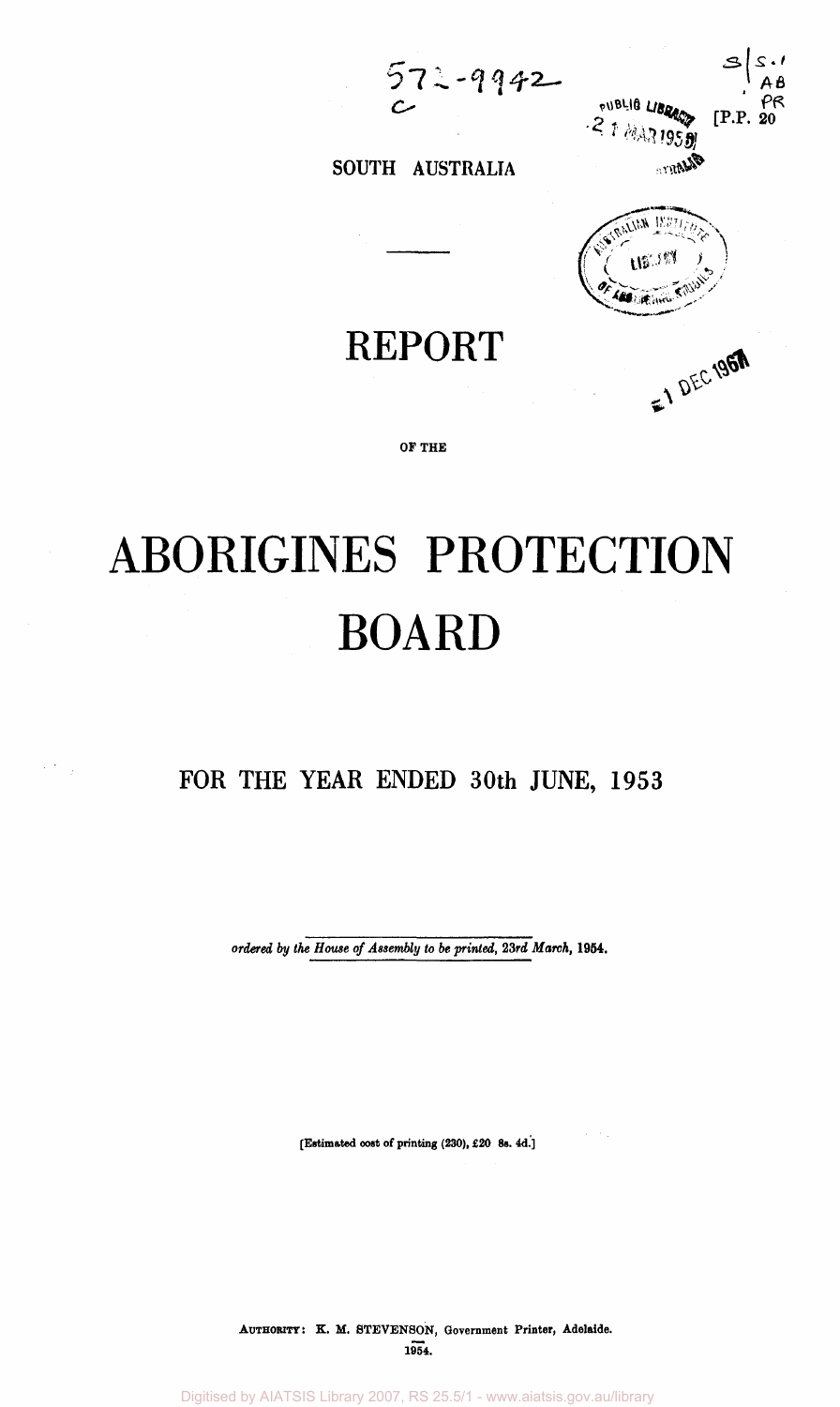[P.P. 20

SOUTH AUSTRALIA

# REPORT

OF THE

# ABORIGINES PROTECTION BOARD

## FOR THE YEAR ENDED 30th JUNE, 1953

*ordered by the House of Assembly to be printed, 23rd March, 1954.*

[Estimated cost of printing (230), £20 8s. 4d.]

AUTHORITY: K. M. STEVENSON, Government Printer, Adelaide.
1954.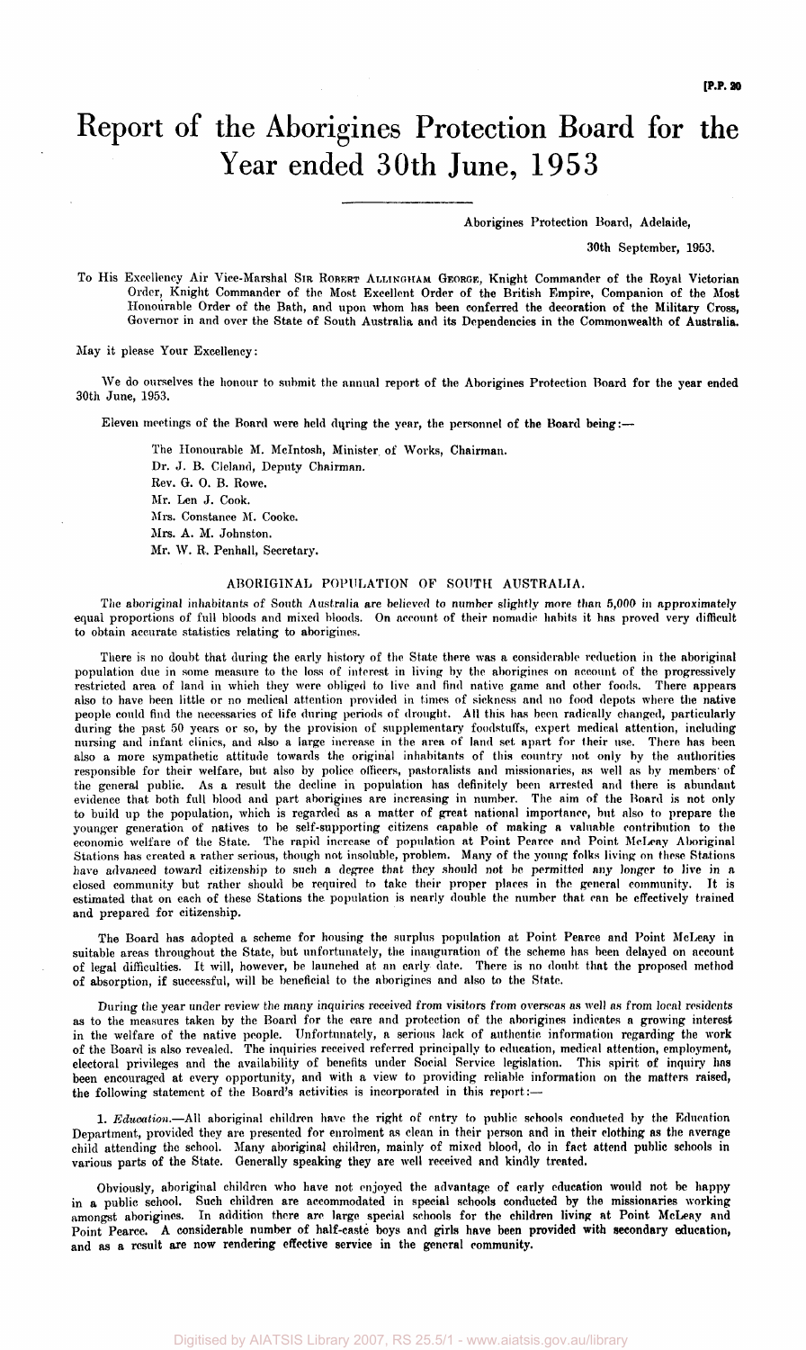[P.P. 20

# Report of the Aborigines Protection Board for the Year ended 30th June, 1953

Aborigines Protection Board, Adelaide,

30th September, 1953.

To His Excellency Air Vice-Marshal Sir Robert Allingham George, Knight Commander of the Royal Victorian Order, Knight Commander of the Most Excellent Order of the British Empire, Companion of the Most Honourable Order of the Bath, and upon whom has been conferred the decoration of the Military Cross, Governor in and over the State of South Australia and its Dependencies in the Commonwealth of Australia.

May it please Your Excellency:

We do ourselves the honour to submit the annual report of the Aborigines Protection Board for the year ended 30th June, 1953.

Eleven meetings of the Board were held during the year, the personnel of the Board being:—

The Honourable M. McIntosh, Minister of Works, Chairman.
Dr. J. B. Cleland, Deputy Chairman.
Rev. G. O. B. Rowe.
Mr. Len J. Cook.
Mrs. Constance M. Cooke.
Mrs. A. M. Johnston.
Mr. W. R. Penhall, Secretary.

## ABORIGINAL POPULATION OF SOUTH AUSTRALIA.

The aboriginal inhabitants of South Australia are believed to number slightly more than 5,000 in approximately equal proportions of full bloods and mixed bloods. On account of their nomadic habits it has proved very difficult to obtain accurate statistics relating to aborigines.

There is no doubt that during the early history of the State there was a considerable reduction in the aboriginal population due in some measure to the loss of interest in living by the aborigines on account of the progressively restricted area of land in which they were obliged to live and find native game and other foods. There appears also to have been little or no medical attention provided in times of sickness and no food depots where the native people could find the necessaries of life during periods of drought. All this has been radically changed, particularly during the past 50 years or so, by the provision of supplementary foodstuffs, expert medical attention, including nursing and infant clinics, and also a large increase in the area of land set apart for their use. There has been also a more sympathetic attitude towards the original inhabitants of this country not only by the authorities responsible for their welfare, but also by police officers, pastoralists and missionaries, as well as by members of the general public. As a result the decline in population has definitely been arrested and there is abundant evidence that both full blood and part aborigines are increasing in number. The aim of the Board is not only to build up the population, which is regarded as a matter of great national importance, but also to prepare the younger generation of natives to be self-supporting citizens capable of making a valuable contribution to the economic welfare of the State. The rapid increase of population at Point Pearce and Point McLeay Aboriginal Stations has created a rather serious, though not insoluble, problem. Many of the young folks living on these Stations have advanced toward citizenship to such a degree that they should not be permitted any longer to live in a closed community but rather should be required to take their proper places in the general community. It is estimated that on each of these Stations the population is nearly double the number that can be effectively trained and prepared for citizenship.

The Board has adopted a scheme for housing the surplus population at Point Pearce and Point McLeay in suitable areas throughout the State, but unfortunately, the inauguration of the scheme has been delayed on account of legal difficulties. It will, however, be launched at an early date. There is no doubt that the proposed method of absorption, if successful, will be beneficial to the aborigines and also to the State.

During the year under review the many inquiries received from visitors from overseas as well as from local residents as to the measures taken by the Board for the care and protection of the aborigines indicates a growing interest in the welfare of the native people. Unfortunately, a serious lack of authentic information regarding the work of the Board is also revealed. The inquiries received referred principally to education, medical attention, employment, electoral privileges and the availability of benefits under Social Service legislation. This spirit of inquiry has been encouraged at every opportunity, and with a view to providing reliable information on the matters raised, the following statement of the Board's activities is incorporated in this report:—

1. *Education.*—All aboriginal children have the right of entry to public schools conducted by the Education Department, provided they are presented for enrolment as clean in their person and in their clothing as the average child attending the school. Many aboriginal children, mainly of mixed blood, do in fact attend public schools in various parts of the State. Generally speaking they are well received and kindly treated.

Obviously, aboriginal children who have not enjoyed the advantage of early education would not be happy in a public school. Such children are accommodated in special schools conducted by the missionaries working amongst aborigines. In addition there are large special schools for the children living at Point McLeay and Point Pearce. A considerable number of half-caste boys and girls have been provided with secondary education, and as a result are now rendering effective service in the general community.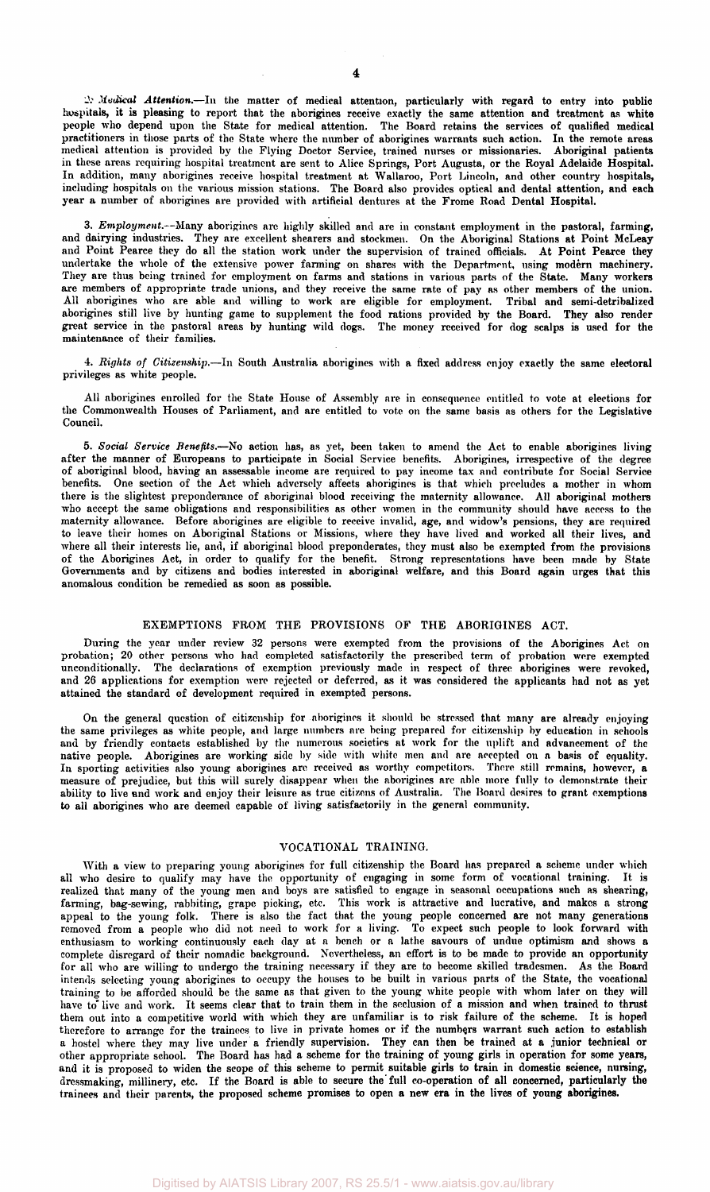2. *Medical Attention.*—In the matter of medical attention, particularly with regard to entry into public hospitals, it is pleasing to report that the aborigines receive exactly the same attention and treatment as white people who depend upon the State for medical attention. The Board retains the services of qualified medical practitioners in those parts of the State where the number of aborigines warrants such action. In the remote areas medical attention is provided by the Flying Doctor Service, trained nurses or missionaries. Aboriginal patients in these areas requiring hospital treatment are sent to Alice Springs, Port Augusta, or the Royal Adelaide Hospital. In addition, many aborigines receive hospital treatment at Wallaroo, Port Lincoln, and other country hospitals, including hospitals on the various mission stations. The Board also provides optical and dental attention, and each year a number of aborigines are provided with artificial dentures at the Frome Road Dental Hospital.

3. *Employment.*—Many aborigines are highly skilled and are in constant employment in the pastoral, farming, and dairying industries. They are excellent shearers and stockmen. On the Aboriginal Stations at Point McLeay and Point Pearce they do all the station work under the supervision of trained officials. At Point Pearce they undertake the whole of the extensive power farming on shares with the Department, using modern machinery. They are thus being trained for employment on farms and stations in various parts of the State. Many workers are members of appropriate trade unions, and they receive the same rate of pay as other members of the union. All aborigines who are able and willing to work are eligible for employment. Tribal and semi-detribalized aborigines still live by hunting game to supplement the food rations provided by the Board. They also render great service in the pastoral areas by hunting wild dogs. The money received for dog scalps is used for the maintenance of their families.

4. *Rights of Citizenship.*—In South Australia aborigines with a fixed address enjoy exactly the same electoral privileges as white people.

All aborigines enrolled for the State House of Assembly are in consequence entitled to vote at elections for the Commonwealth Houses of Parliament, and are entitled to vote on the same basis as others for the Legislative Council.

5. *Social Service Benefits.*—No action has, as yet, been taken to amend the Act to enable aborigines living after the manner of Europeans to participate in Social Service benefits. Aborigines, irrespective of the degree of aboriginal blood, having an assessable income are required to pay income tax and contribute for Social Service benefits. One section of the Act which adversely affects aborigines is that which precludes a mother in whom there is the slightest preponderance of aboriginal blood receiving the maternity allowance. All aboriginal mothers who accept the same obligations and responsibilities as other women in the community should have access to the maternity allowance. Before aborigines are eligible to receive invalid, age, and widow's pensions, they are required to leave their homes on Aboriginal Stations or Missions, where they have lived and worked all their lives, and where all their interests lie, and, if aboriginal blood preponderates, they must also be exempted from the provisions of the Aborigines Act, in order to qualify for the benefit. Strong representations have been made by State Governments and by citizens and bodies interested in aboriginal welfare, and this Board again urges that this anomalous condition be remedied as soon as possible.

## EXEMPTIONS FROM THE PROVISIONS OF THE ABORIGINES ACT.

During the year under review 32 persons were exempted from the provisions of the Aborigines Act on probation; 20 other persons who had completed satisfactorily the prescribed term of probation were exempted unconditionally. The declarations of exemption previously made in respect of three aborigines were revoked, and 26 applications for exemption were rejected or deferred, as it was considered the applicants had not as yet attained the standard of development required in exempted persons.

On the general question of citizenship for aborigines it should be stressed that many are already enjoying the same privileges as white people, and large numbers are being prepared for citizenship by education in schools and by friendly contacts established by the numerous societies at work for the uplift and advancement of the native people. Aborigines are working side by side with white men and are accepted on a basis of equality. In sporting activities also young aborigines are received as worthy competitors. There still remains, however, a measure of prejudice, but this will surely disappear when the aborigines are able more fully to demonstrate their ability to live and work and enjoy their leisure as true citizens of Australia. The Board desires to grant exemptions to all aborigines who are deemed capable of living satisfactorily in the general community.

## VOCATIONAL TRAINING.

With a view to preparing young aborigines for full citizenship the Board has prepared a scheme under which all who desire to qualify may have the opportunity of engaging in some form of vocational training. It is realized that many of the young men and boys are satisfied to engage in seasonal occupations such as shearing, farming, bag-sewing, rabbiting, grape picking, etc. This work is attractive and lucrative, and makes a strong appeal to the young folk. There is also the fact that the young people concerned are not many generations removed from a people who did not need to work for a living. To expect such people to look forward with enthusiasm to working continuously each day at a bench or a lathe savours of undue optimism and shows a complete disregard of their nomadic background. Nevertheless, an effort is to be made to provide an opportunity for all who are willing to undergo the training necessary if they are to become skilled tradesmen. As the Board intends selecting young aborigines to occupy the houses to be built in various parts of the State, the vocational training to be afforded should be the same as that given to the young white people with whom later on they will have to live and work. It seems clear that to train them in the seclusion of a mission and when trained to thrust them out into a competitive world with which they are unfamiliar is to risk failure of the scheme. It is hoped therefore to arrange for the trainees to live in private homes or if the numbers warrant such action to establish a hostel where they may live under a friendly supervision. They can then be trained at a junior technical or other appropriate school. The Board has had a scheme for the training of young girls in operation for some years, and it is proposed to widen the scope of this scheme to permit suitable girls to train in domestic science, nursing, dressmaking, millinery, etc. If the Board is able to secure the full co-operation of all concerned, particularly the trainees and their parents, the proposed scheme promises to open a new era in the lives of young aborigines.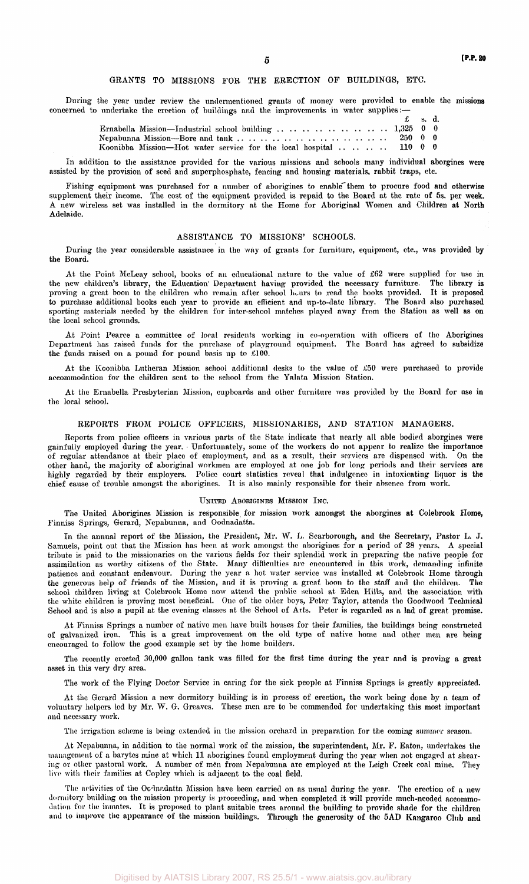## GRANTS TO MISSIONS FOR THE ERECTION OF BUILDINGS, ETC.

During the year under review the undermentioned grants of money were provided to enable the missions concerned to undertake the erection of buildings and the improvements in water supplies:—

| | £ | s. | d. |
|---|---|---|---|
| Ernabella Mission—Industrial school building | 1,325 | 0 | 0 |
| Nepabunna Mission—Bore and tank | 250 | 0 | 0 |
| Koonibba Mission—Hot water service for the local hospital | 110 | 0 | 0 |

In addition to the assistance provided for the various missions and schools many individual aborgines were assisted by the provision of seed and superphosphate, fencing and housing materials, rabbit traps, etc.

Fishing equipment was purchased for a number of aborigines to enable them to procure food and otherwise supplement their income. The cost of the equipment provided is repaid to the Board at the rate of 5s. per week. A new wireless set was installed in the dormitory at the Home for Aboriginal Women and Children at North Adelaide.

## ASSISTANCE TO MISSIONS' SCHOOLS.

During the year considerable assistance in the way of grants for furniture, equipment, etc., was provided by the Board.

At the Point McLeay school, books of an educational nature to the value of £62 were supplied for use in the new children's library, the Education Department having provided the necessary furniture. The library is proving a great boon to the children who remain after school hours to read the books provided. It is proposed to purchase additional books each year to provide an efficient and up-to-date library. The Board also purchased sporting materials needed by the children for inter-school matches played away from the Station as well as on the local school grounds.

At Point Pearce a committee of local residents working in co-operation with officers of the Aborigines Department has raised funds for the purchase of playground equipment. The Board has agreed to subsidize the funds raised on a pound for pound basis up to £100.

At the Koonibba Lutheran Mission school additional desks to the value of £50 were purchased to provide accommodation for the children sent to the school from the Yalata Mission Station.

At the Ernabella Presbyterian Mission, cupboards and other furniture was provided by the Board for use in the local school.

## REPORTS FROM POLICE OFFICERS, MISSIONARIES, AND STATION MANAGERS.

Reports from police officers in various parts of the State indicate that nearly all able bodied aborgines were gainfully employed during the year. Unfortunately, some of the workers do not appear to realize the importance of regular attendance at their place of employment, and as a result, their services are dispensed with. On the other hand, the majority of aboriginal workmen are employed at one job for long periods and their services are highly regarded by their employers. Police court statistics reveal that indulgence in intoxicating liquor is the chief cause of trouble amongst the aborigines. It is also mainly responsible for their absence from work.

### UNITED ABORIGINES MISSION INC.

The United Aborigines Mission is responsible for mission work amongst the aborigines at Colebrook Home, Finniss Springs, Gerard, Nepabunna, and Oodnadatta.

In the annual report of the Mission, the President, Mr. W. L. Scarborough, and the Secretary, Pastor L. J. Samuels, point out that the Mission has been at work amongst the aborigines for a period of 28 years. A special tribute is paid to the missionaries on the various fields for their splendid work in preparing the native people for assimilation as worthy citizens of the State. Many difficulties are encountered in this work, demanding infinite patience and constant endeavour. During the year a hot water service was installed at Colebrook Home through the generous help of friends of the Mission, and it is proving a great boon to the staff and the children. The school children living at Colebrook Home now attend the public school at Eden Hills, and the association with the white children is proving most beneficial. One of the older boys, Peter Taylor, attends the Goodwood Technical School and is also a pupil at the evening classes at the School of Arts. Peter is regarded as a lad of great promise.

At Finniss Springs a number of native men have built houses for their families, the buildings being constructed of galvanized iron. This is a great improvement on the old type of native home and other men are being encouraged to follow the good example set by the home builders.

The recently erected 30,000 gallon tank was filled for the first time during the year and is proving a great asset in this very dry area.

The work of the Flying Doctor Service in caring for the sick people at Finniss Springs is greatly appreciated.

At the Gerard Mission a new dormitory building is in process of erection, the work being done by a team of voluntary helpers led by Mr. W. G. Greaves. These men are to be commended for undertaking this most important and necessary work.

The irrigation scheme is being extended in the mission orchard in preparation for the coming summer season.

At Nepabunna, in addition to the normal work of the mission, the superintendent, Mr. F. Eaton, undertakes the management of a barytes mine at which 11 aborigines found employment during the year when not engaged at shearing or other pastoral work. A number of men from Nepabunna are employed at the Leigh Creek coal mine. They live with their families at Copley which is adjacent to the coal field.

The activities of the Oodnadatta Mission have been carried on as usual during the year. The erection of a new dormitory building on the mission property is proceeding, and when completed it will provide much-needed accommodation for the inmates. It is proposed to plant suitable trees around the building to provide shade for the children and to improve the appearance of the mission buildings. Through the generosity of the 5AD Kangaroo Club and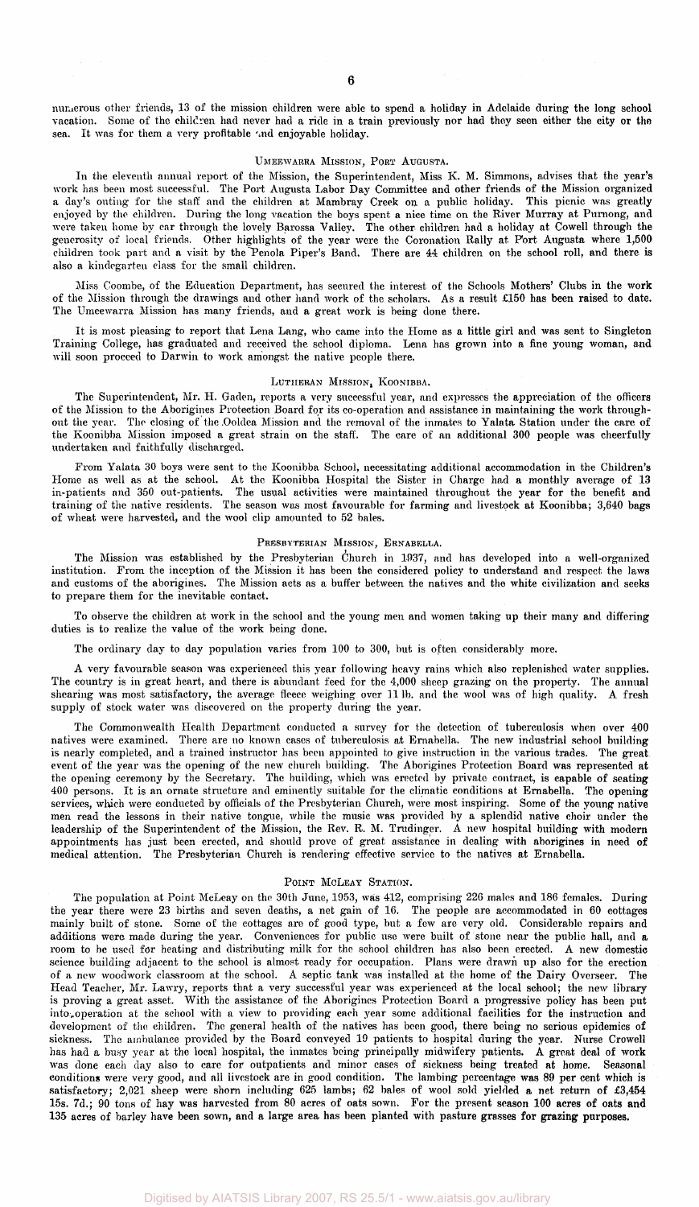numerous other friends, 13 of the mission children were able to spend a holiday in Adelaide during the long school vacation. Some of the children had never had a ride in a train previously nor had they seen either the city or the sea. It was for them a very profitable and enjoyable holiday.

### Umeewarra Mission, Port Augusta.

In the eleventh annual report of the Mission, the Superintendent, Miss K. M. Simmons, advises that the year's work has been most successful. The Port Augusta Labor Day Committee and other friends of the Mission organized a day's outing for the staff and the children at Mambray Creek on a public holiday. This picnic was greatly enjoyed by the children. During the long vacation the boys spent a nice time on the River Murray at Purnong, and were taken home by car through the lovely Barossa Valley. The other children had a holiday at Cowell through the generosity of local friends. Other highlights of the year were the Coronation Rally at Port Augusta where 1,500 children took part and a visit by the Penola Piper's Band. There are 44 children on the school roll, and there is also a kindergarten class for the small children.

Miss Coombe, of the Education Department, has secured the interest of the Schools Mothers' Clubs in the work of the Mission through the drawings and other hand work of the scholars. As a result £150 has been raised to date. The Umeewarra Mission has many friends, and a great work is being done there.

It is most pleasing to report that Lena Lang, who came into the Home as a little girl and was sent to Singleton Training College, has graduated and received the school diploma. Lena has grown into a fine young woman, and will soon proceed to Darwin to work amongst the native people there.

### Lutheran Mission, Koonibba.

The Superintendent, Mr. H. Gaden, reports a very successful year, and expresses the appreciation of the officers of the Mission to the Aborigines Protection Board for its co-operation and assistance in maintaining the work throughout the year. The closing of the Ooldea Mission and the removal of the inmates to Yalata Station under the care of the Koonibba Mission imposed a great strain on the staff. The care of an additional 300 people was cheerfully undertaken and faithfully discharged.

From Yalata 30 boys were sent to the Koonibba School, necessitating additional accommodation in the Children's Home as well as at the school. At the Koonibba Hospital the Sister in Charge had a monthly average of 13 in-patients and 350 out-patients. The usual activities were maintained throughout the year for the benefit and training of the native residents. The season was most favourable for farming and livestock at Koonibba; 3,640 bags of wheat were harvested, and the wool clip amounted to 52 bales.

### Presbyterian Mission, Ernabella.

The Mission was established by the Presbyterian Church in 1937, and has developed into a well-organized institution. From the inception of the Mission it has been the considered policy to understand and respect the laws and customs of the aborigines. The Mission acts as a buffer between the natives and the white civilization and seeks to prepare them for the inevitable contact.

To observe the children at work in the school and the young men and women taking up their many and differing duties is to realize the value of the work being done.

The ordinary day to day population varies from 100 to 300, but is often considerably more.

A very favourable season was experienced this year following heavy rains which also replenished water supplies. The country is in great heart, and there is abundant feed for the 4,000 sheep grazing on the property. The annual shearing was most satisfactory, the average fleece weighing over 11 lb. and the wool was of high quality. A fresh supply of stock water was discovered on the property during the year.

The Commonwealth Health Department conducted a survey for the detection of tuberculosis when over 400 natives were examined. There are no known cases of tuberculosis at Ernabella. The new industrial school building is nearly completed, and a trained instructor has been appointed to give instruction in the various trades. The great event of the year was the opening of the new church building. The Aborigines Protection Board was represented at the opening ceremony by the Secretary. The building, which was erected by private contract, is capable of seating 400 persons. It is an ornate structure and eminently suitable for the climatic conditions at Ernabella. The opening services, which were conducted by officials of the Presbyterian Church, were most inspiring. Some of the young native men read the lessons in their native tongue, while the music was provided by a splendid native choir under the leadership of the Superintendent of the Mission, the Rev. R. M. Trudinger. A new hospital building with modern appointments has just been erected, and should prove of great assistance in dealing with aborigines in need of medical attention. The Presbyterian Church is rendering effective service to the natives at Ernabella.

### Point McLeay Station.

The population at Point McLeay on the 30th June, 1953, was 412, comprising 226 males and 186 females. During the year there were 23 births and seven deaths, a net gain of 16. The people are accommodated in 60 cottages mainly built of stone. Some of the cottages are of good type, but a few are very old. Considerable repairs and additions were made during the year. Conveniences for public use were built of stone near the public hall, and a room to be used for heating and distributing milk for the school children has also been erected. A new domestic science building adjacent to the school is almost ready for occupation. Plans were drawn up also for the erection of a new woodwork classroom at the school. A septic tank was installed at the home of the Dairy Overseer. The Head Teacher, Mr. Lawry, reports that a very successful year was experienced at the local school; the new library is proving a great asset. With the assistance of the Aborigines Protection Board a progressive policy has been put into operation at the school with a view to providing each year some additional facilities for the instruction and development of the children. The general health of the natives has been good, there being no serious epidemics of sickness. The ambulance provided by the Board conveyed 19 patients to hospital during the year. Nurse Crowell has had a busy year at the local hospital, the inmates being principally midwifery patients. A great deal of work was done each day also to care for outpatients and minor cases of sickness being treated at home. Seasonal conditions were very good, and all livestock are in good condition. The lambing percentage was 89 per cent which is satisfactory; 2,021 sheep were shorn including 625 lambs; 62 bales of wool sold yielded a net return of £3,454 15s. 7d.; 90 tons of hay was harvested from 80 acres of oats sown. For the present season 100 acres of oats and 135 acres of barley have been sown, and a large area has been planted with pasture grasses for grazing purposes.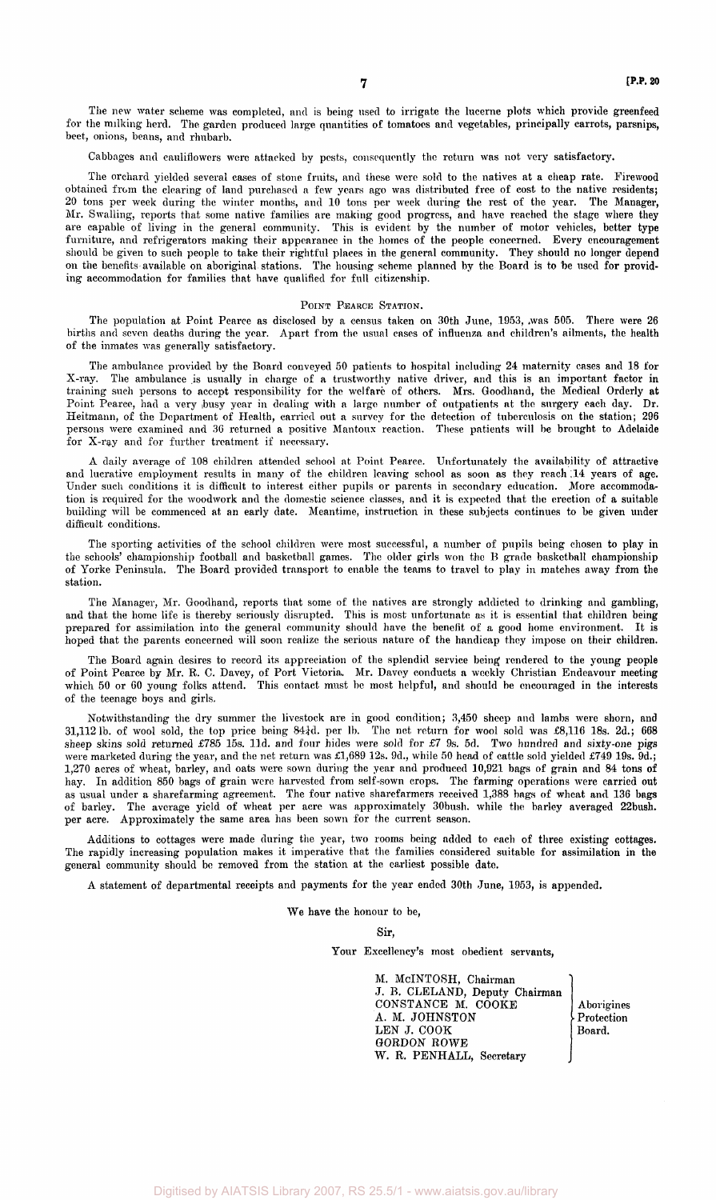The new water scheme was completed, and is being used to irrigate the lucerne plots which provide greenfeed for the milking herd. The garden produced large quantities of tomatoes and vegetables, principally carrots, parsnips, beet, onions, beans, and rhubarb.

Cabbages and cauliflowers were attacked by pests, consequently the return was not very satisfactory.

The orchard yielded several cases of stone fruits, and these were sold to the natives at a cheap rate. Firewood obtained from the clearing of land purchased a few years ago was distributed free of cost to the native residents; 20 tons per week during the winter months, and 10 tons per week during the rest of the year. The Manager, Mr. Swalling, reports that some native families are making good progress, and have reached the stage where they are capable of living in the general community. This is evident by the number of motor vehicles, better type furniture, and refrigerators making their appearance in the homes of the people concerned. Every encouragement should be given to such people to take their rightful places in the general community. They should no longer depend on the benefits available on aboriginal stations. The housing scheme planned by the Board is to be used for providing accommodation for families that have qualified for full citizenship.

## Point Pearce Station.

The population at Point Pearce as disclosed by a census taken on 30th June, 1953, was 505. There were 26 births and seven deaths during the year. Apart from the usual cases of influenza and children's ailments, the health of the inmates was generally satisfactory.

The ambulance provided by the Board conveyed 50 patients to hospital including 24 maternity cases and 18 for X-ray. The ambulance is usually in charge of a trustworthy native driver, and this is an important factor in training such persons to accept responsibility for the welfare of others. Mrs. Goodhand, the Medical Orderly at Point Pearce, had a very busy year in dealing with a large number of outpatients at the surgery each day. Dr. Heitmann, of the Department of Health, carried out a survey for the detection of tuberculosis on the station; 296 persons were examined and 36 returned a positive Mantoux reaction. These patients will be brought to Adelaide for X-ray and for further treatment if necessary.

A daily average of 108 children attended school at Point Pearce. Unfortunately the availability of attractive and lucrative employment results in many of the children leaving school as soon as they reach 14 years of age. Under such conditions it is difficult to interest either pupils or parents in secondary education. More accommodation is required for the woodwork and the domestic science classes, and it is expected that the erection of a suitable building will be commenced at an early date. Meantime, instruction in these subjects continues to be given under difficult conditions.

The sporting activities of the school children were most successful, a number of pupils being chosen to play in the schools' championship football and basketball games. The older girls won the B grade basketball championship of Yorke Peninsula. The Board provided transport to enable the teams to travel to play in matches away from the station.

The Manager, Mr. Goodhand, reports that some of the natives are strongly addicted to drinking and gambling, and that the home life is thereby seriously disrupted. This is most unfortunate as it is essential that children being prepared for assimilation into the general community should have the benefit of a good home environment. It is hoped that the parents concerned will soon realize the serious nature of the handicap they impose on their children.

The Board again desires to record its appreciation of the splendid service being rendered to the young people of Point Pearce by Mr. R. C. Davey, of Port Victoria. Mr. Davey conducts a weekly Christian Endeavour meeting which 50 or 60 young folks attend. This contact must be most helpful, and should be encouraged in the interests of the teenage boys and girls.

Notwithstanding the dry summer the livestock are in good condition; 3,450 sheep and lambs were shorn, and 31,112 lb. of wool sold, the top price being 84½d. per lb. The net return for wool sold was £8,116 18s. 2d.; 668 sheep skins sold returned £785 15s. 11d. and four hides were sold for £7 9s. 5d. Two hundred and sixty-one pigs were marketed during the year, and the net return was £1,689 12s. 9d., while 50 head of cattle sold yielded £749 19s. 9d.; 1,270 acres of wheat, barley, and oats were sown during the year and produced 10,921 bags of grain and 84 tons of hay. In addition 850 bags of grain were harvested from self-sown crops. The farming operations were carried out as usual under a sharefarming agreement. The four native sharefarmers received 1,388 bags of wheat and 136 bags of barley. The average yield of wheat per acre was approximately 30bush. while the barley averaged 22bush. per acre. Approximately the same area has been sown for the current season.

Additions to cottages were made during the year, two rooms being added to each of three existing cottages. The rapidly increasing population makes it imperative that the families considered suitable for assimilation in the general community should be removed from the station at the earliest possible date.

A statement of departmental receipts and payments for the year ended 30th June, 1953, is appended.

We have the honour to be,

Sir,

Your Excellency's most obedient servants,

M. McINTOSH, Chairman
J. B. CLELAND, Deputy Chairman
CONSTANCE M. COOKE
A. M. JOHNSTON
LEN J. COOK
GORDON ROWE
W. R. PENHALL, Secretary

Aborigines Protection Board.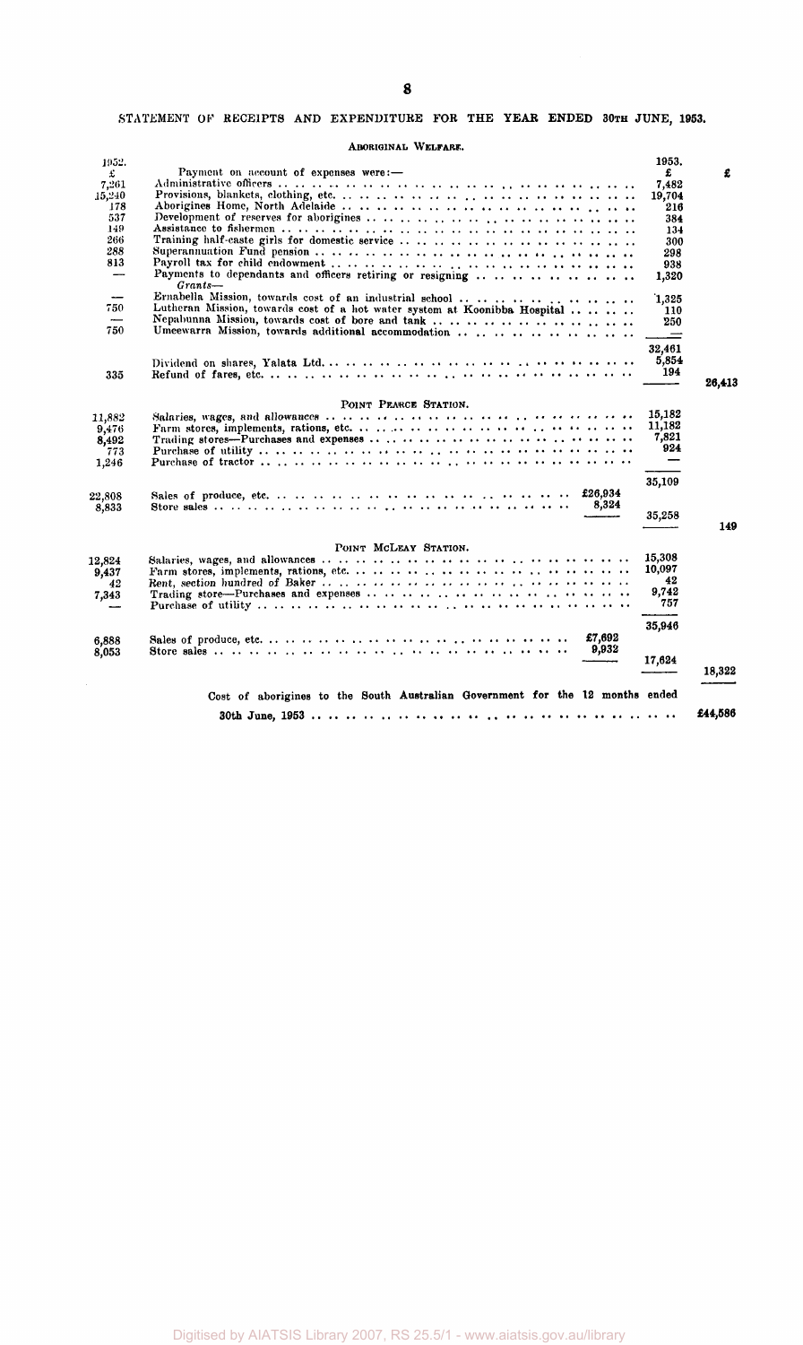STATEMENT OF RECEIPTS AND EXPENDITURE FOR THE YEAR ENDED 30TH JUNE, 1953.

ABORIGINAL WELFARE.

| 1952. | | 1953. | |
|---|---|---|---|
| £ | | £ | £ |
| | Payment on account of expenses were:— | | |
| 7,261 | Administrative officers | 7,482 | |
| 15,240 | Provisions, blankets, clothing, etc. | 19,704 | |
| 178 | Aborigines Home, North Adelaide | 216 | |
| 537 | Development of reserves for aborigines | 384 | |
| 149 | Assistance to fishermen | 134 | |
| 266 | Training half-caste girls for domestic service | 300 | |
| 288 | Superannuation Fund pension | 298 | |
| 813 | Payroll tax for child endowment | 938 | |
| — | Payments to dependants and officers retiring or resigning | 1,320 | |
| | *Grants—* | | |
| — | Ernabella Mission, towards cost of an industrial school | 1,325 | |
| 750 | Lutheran Mission, towards cost of a hot water system at Koonibba Hospital | 110 | |
| — | Nepabunna Mission, towards cost of bore and tank | 250 | |
| 750 | Umeewarra Mission, towards additional accommodation | — | |
| | | 32,461 | |
| | Dividend on shares, Yalata Ltd. | 5,854 | |
| 335 | Refund of fares, etc. | 194 | |
| | | | 26,413 |

POINT PEARCE STATION.

| 1952. | | | 1953. | |
|---|---|---|---|---|
| 11,882 | Salaries, wages, and allowances | | 15,182 | |
| 9,476 | Farm stores, implements, rations, etc. | | 11,182 | |
| 8,492 | Trading stores—Purchases and expenses | | 7,821 | |
| 773 | Purchase of utility | | 924 | |
| 1,246 | Purchase of tractor | | — | |
| | | | 35,109 | |
| 22,808 | Sales of produce, etc. | £26,934 | | |
| 8,833 | Store sales | 8,324 | | |
| | | | 35,258 | |
| | | | | 149 |

POINT McLEAY STATION.

| 1952. | | | 1953. | |
|---|---|---|---|---|
| 12,824 | Salaries, wages, and allowances | | 15,308 | |
| 9,437 | Farm stores, implements, rations, etc. | | 10,097 | |
| 42 | Rent, section hundred of Baker | | 42 | |
| 7,343 | Trading store—Purchases and expenses | | 9,742 | |
| — | Purchase of utility | | 757 | |
| | | | 35,946 | |
| 6,888 | Sales of produce, etc. | £7,692 | | |
| 8,053 | Store sales | 9,932 | | |
| | | | 17,624 | |
| | | | | 18,322 |

Cost of aborigines to the South Australian Government for the 12 months ended 30th June, 1953 .......... £44,586